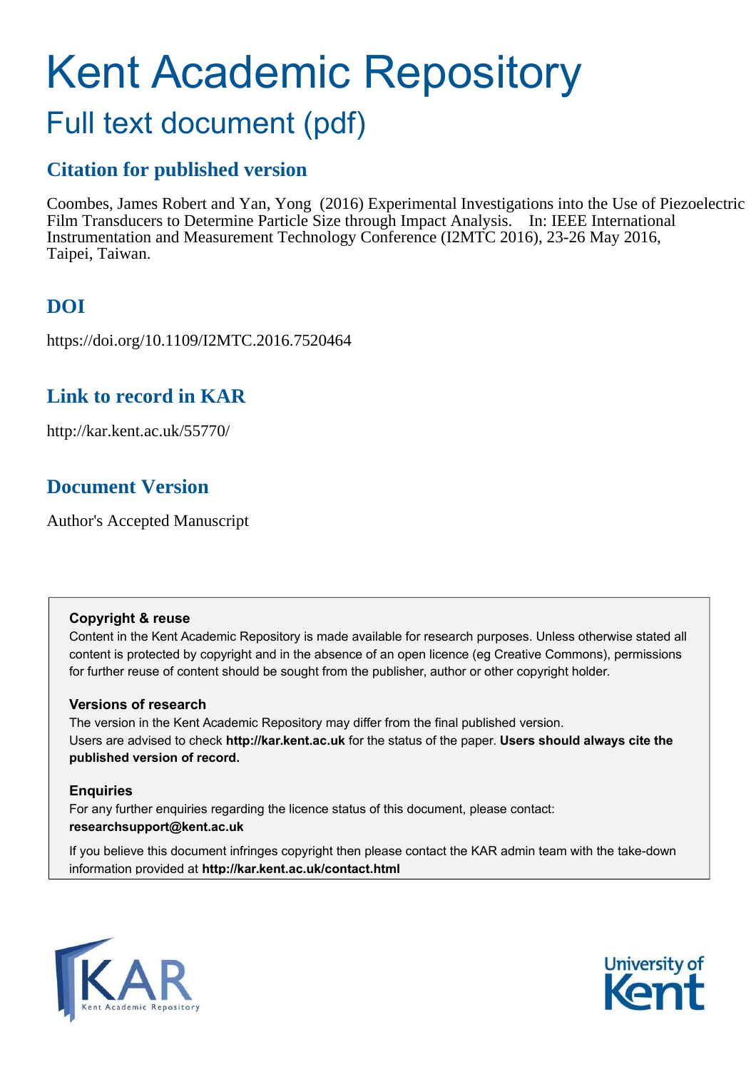# Kent Academic Repository

## Full text document (pdf)

### Citation for published version

Coombes, James Robert and Yan, Yong (2016) Experimental Investigations into the Use of Piezoelectric Film Transducers to Determine Particle Size through Impact Analysis. In: IEEE International Instrumentation and Measurement Technology Conference (I2MTC 2016), 23-26 May 2016, Taipei, Taiwan.

### DOI

https://doi.org/10.1109/I2MTC.2016.7520464

### Link to record in KAR

http://kar.kent.ac.uk/55770/

### Document Version

Author's Accepted Manuscript

**Copyright & reuse**

Content in the Kent Academic Repository is made available for research purposes. Unless otherwise stated all content is protected by copyright and in the absence of an open licence (eg Creative Commons), permissions for further reuse of content should be sought from the publisher, author or other copyright holder.

**Versions of research**

The version in the Kent Academic Repository may differ from the final published version. Users are advised to check **http://kar.kent.ac.uk** for the status of the paper. **Users should always cite the published version of record.**

**Enquiries**

For any further enquiries regarding the licence status of this document, please contact: **researchsupport@kent.ac.uk**

If you believe this document infringes copyright then please contact the KAR admin team with the take-down information provided at **http://kar.kent.ac.uk/contact.html**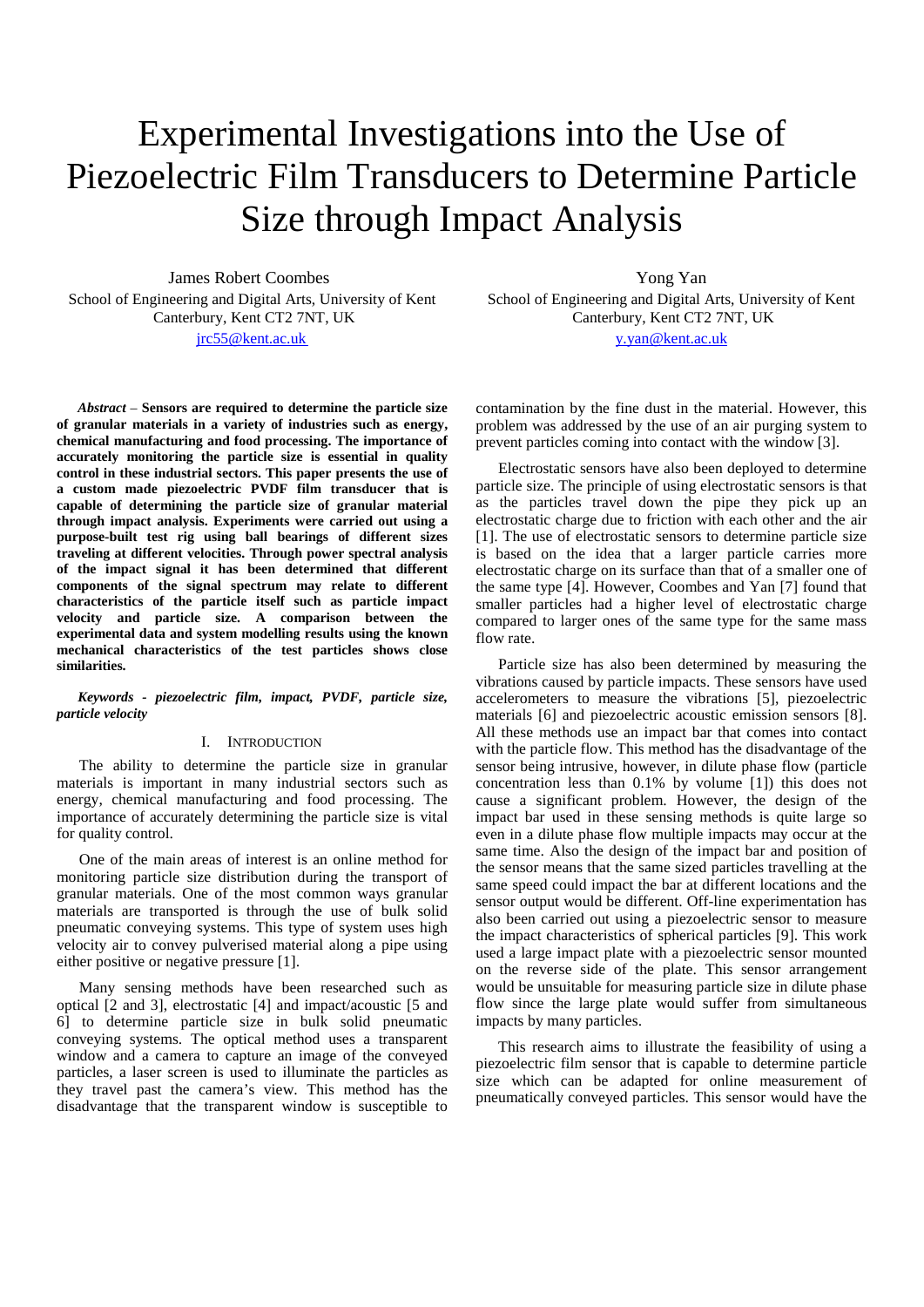# Experimental Investigations into the Use of Piezoelectric Film Transducers to Determine Particle Size through Impact Analysis

James Robert Coombes
School of Engineering and Digital Arts, University of Kent
Canterbury, Kent CT2 7NT, UK
jrc55@kent.ac.uk

Yong Yan
School of Engineering and Digital Arts, University of Kent
Canterbury, Kent CT2 7NT, UK
y.yan@kent.ac.uk

***Abstract*** **– Sensors are required to determine the particle size of granular materials in a variety of industries such as energy, chemical manufacturing and food processing. The importance of accurately monitoring the particle size is essential in quality control in these industrial sectors. This paper presents the use of a custom made piezoelectric PVDF film transducer that is capable of determining the particle size of granular material through impact analysis. Experiments were carried out using a purpose-built test rig using ball bearings of different sizes traveling at different velocities. Through power spectral analysis of the impact signal it has been determined that different components of the signal spectrum may relate to different characteristics of the particle itself such as particle impact velocity and particle size. A comparison between the experimental data and system modelling results using the known mechanical characteristics of the test particles shows close similarities.**

***Keywords - piezoelectric film, impact, PVDF, particle size, particle velocity***

## I. INTRODUCTION

The ability to determine the particle size in granular materials is important in many industrial sectors such as energy, chemical manufacturing and food processing. The importance of accurately determining the particle size is vital for quality control.

One of the main areas of interest is an online method for monitoring particle size distribution during the transport of granular materials. One of the most common ways granular materials are transported is through the use of bulk solid pneumatic conveying systems. This type of system uses high velocity air to convey pulverised material along a pipe using either positive or negative pressure [1].

Many sensing methods have been researched such as optical [2 and 3], electrostatic [4] and impact/acoustic [5 and 6] to determine particle size in bulk solid pneumatic conveying systems. The optical method uses a transparent window and a camera to capture an image of the conveyed particles, a laser screen is used to illuminate the particles as they travel past the camera's view. This method has the disadvantage that the transparent window is susceptible to contamination by the fine dust in the material. However, this problem was addressed by the use of an air purging system to prevent particles coming into contact with the window [3].

Electrostatic sensors have also been deployed to determine particle size. The principle of using electrostatic sensors is that as the particles travel down the pipe they pick up an electrostatic charge due to friction with each other and the air [1]. The use of electrostatic sensors to determine particle size is based on the idea that a larger particle carries more electrostatic charge on its surface than that of a smaller one of the same type [4]. However, Coombes and Yan [7] found that smaller particles had a higher level of electrostatic charge compared to larger ones of the same type for the same mass flow rate.

Particle size has also been determined by measuring the vibrations caused by particle impacts. These sensors have used accelerometers to measure the vibrations [5], piezoelectric materials [6] and piezoelectric acoustic emission sensors [8]. All these methods use an impact bar that comes into contact with the particle flow. This method has the disadvantage of the sensor being intrusive, however, in dilute phase flow (particle concentration less than 0.1% by volume [1]) this does not cause a significant problem. However, the design of the impact bar used in these sensing methods is quite large so even in a dilute phase flow multiple impacts may occur at the same time. Also the design of the impact bar and position of the sensor means that the same sized particles travelling at the same speed could impact the bar at different locations and the sensor output would be different. Off-line experimentation has also been carried out using a piezoelectric sensor to measure the impact characteristics of spherical particles [9]. This work used a large impact plate with a piezoelectric sensor mounted on the reverse side of the plate. This sensor arrangement would be unsuitable for measuring particle size in dilute phase flow since the large plate would suffer from simultaneous impacts by many particles.

This research aims to illustrate the feasibility of using a piezoelectric film sensor that is capable to determine particle size which can be adapted for online measurement of pneumatically conveyed particles. This sensor would have the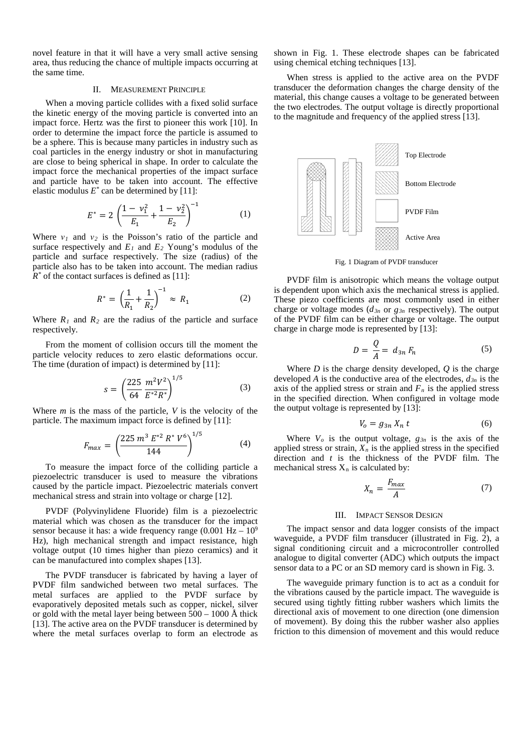novel feature in that it will have a very small active sensing area, thus reducing the chance of multiple impacts occurring at the same time.

## II. Measurement Principle

When a moving particle collides with a fixed solid surface the kinetic energy of the moving particle is converted into an impact force. Hertz was the first to pioneer this work [10]. In order to determine the impact force the particle is assumed to be a sphere. This is because many particles in industry such as coal particles in the energy industry or shot in manufacturing are close to being spherical in shape. In order to calculate the impact force the mechanical properties of the impact surface and particle have to be taken into account. The effective elastic modulus $E^*$ can be determined by [11]:

$$E^* = 2\left(\frac{1-\nu_1^2}{E_1} + \frac{1-\nu_2^2}{E_2}\right)^{-1} \quad (1)$$

Where $\nu_1$ and $\nu_2$ is the Poisson's ratio of the particle and surface respectively and $E_1$ and $E_2$ Young's modulus of the particle and surface respectively. The size (radius) of the particle also has to be taken into account. The median radius $R^*$ of the contact surfaces is defined as [11]:

$$R^* = \left(\frac{1}{R_1} + \frac{1}{R_2}\right)^{-1} \approx R_1 \quad (2)$$

Where $R_1$ and $R_2$ are the radius of the particle and surface respectively.

From the moment of collision occurs till the moment the particle velocity reduces to zero elastic deformations occur. The time (duration of impact) is determined by [11]:

$$s = \left(\frac{225}{64}\frac{m^2V^2}{E^{*2}R^*}\right)^{1/5} \quad (3)$$

Where $m$ is the mass of the particle, $V$ is the velocity of the particle. The maximum impact force is defined by [11]:

$$F_{max} = \left(\frac{225\, m^3\, E^{*2}\, R^*\, V^6}{144}\right)^{1/5} \quad (4)$$

To measure the impact force of the colliding particle a piezoelectric transducer is used to measure the vibrations caused by the particle impact. Piezoelectric materials convert mechanical stress and strain into voltage or charge [12].

PVDF (Polyvinylidene Fluoride) film is a piezoelectric material which was chosen as the transducer for the impact sensor because it has: a wide frequency range (0.001 Hz – $10^9$ Hz), high mechanical strength and impact resistance, high voltage output (10 times higher than piezo ceramics) and it can be manufactured into complex shapes [13].

The PVDF transducer is fabricated by having a layer of PVDF film sandwiched between two metal surfaces. The metal surfaces are applied to the PVDF surface by evaporatively deposited metals such as copper, nickel, silver or gold with the metal layer being between 500 – 1000 Å thick [13]. The active area on the PVDF transducer is determined by where the metal surfaces overlap to form an electrode as shown in Fig. 1. These electrode shapes can be fabricated using chemical etching techniques [13].

When stress is applied to the active area on the PVDF transducer the deformation changes the charge density of the material, this change causes a voltage to be generated between the two electrodes. The output voltage is directly proportional to the magnitude and frequency of the applied stress [13].

Top Electrode

Bottom Electrode

PVDF Film

Active Area

Fig. 1 Diagram of PVDF transducer

PVDF film is anisotropic which means the voltage output is dependent upon which axis the mechanical stress is applied. These piezo coefficients are most commonly used in either charge or voltage modes ($d_{3n}$ or $g_{3n}$ respectively). The output of the PVDF film can be either charge or voltage. The output charge in charge mode is represented by [13]:

$$D = \frac{Q}{A} = d_{3n}\, F_n \quad (5)$$

Where $D$ is the charge density developed, $Q$ is the charge developed $A$ is the conductive area of the electrodes, $d_{3n}$ is the axis of the applied stress or strain and $F_n$ is the applied stress in the specified direction. When configured in voltage mode the output voltage is represented by [13]:

$$V_o = g_{3n}\, X_n\, t \quad (6)$$

Where $V_o$ is the output voltage, $g_{3n}$ is the axis of the applied stress or strain, $X_n$ is the applied stress in the specified direction and $t$ is the thickness of the PVDF film. The mechanical stress $X_n$ is calculated by:

$$X_n = \frac{F_{max}}{A} \quad (7)$$

## III. Impact Sensor Design

The impact sensor and data logger consists of the impact waveguide, a PVDF film transducer (illustrated in Fig. 2), a signal conditioning circuit and a microcontroller controlled analogue to digital converter (ADC) which outputs the impact sensor data to a PC or an SD memory card is shown in Fig. 3.

The waveguide primary function is to act as a conduit for the vibrations caused by the particle impact. The waveguide is secured using tightly fitting rubber washers which limits the directional axis of movement to one direction (one dimension of movement). By doing this the rubber washer also applies friction to this dimension of movement and this would reduce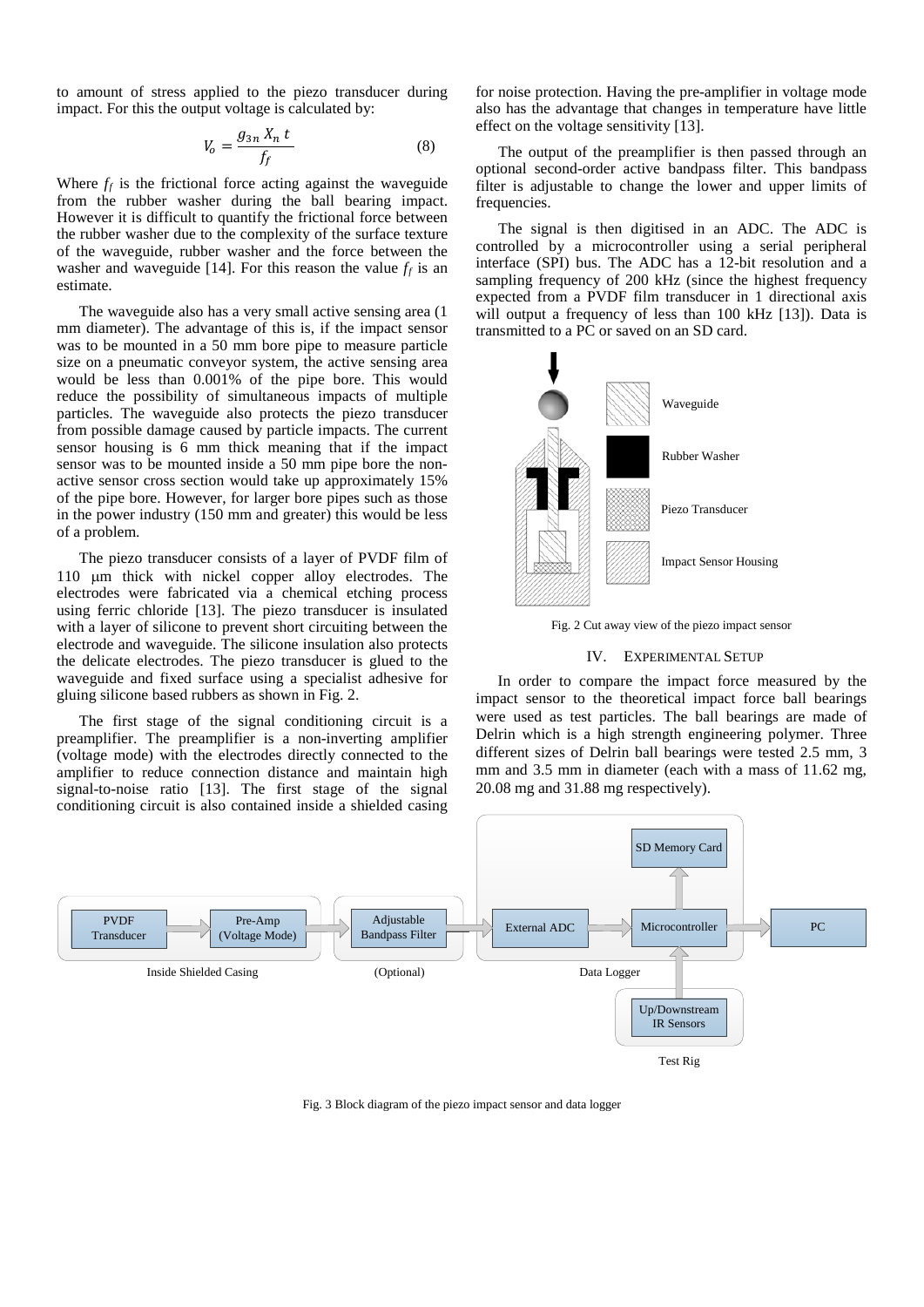to amount of stress applied to the piezo transducer during impact. For this the output voltage is calculated by:

$$V_o = \frac{g_{3n} X_n t}{f_f} \tag{8}$$

Where $f_f$ is the frictional force acting against the waveguide from the rubber washer during the ball bearing impact. However it is difficult to quantify the frictional force between the rubber washer due to the complexity of the surface texture of the waveguide, rubber washer and the force between the washer and waveguide [14]. For this reason the value $f_f$ is an estimate.

The waveguide also has a very small active sensing area (1 mm diameter). The advantage of this is, if the impact sensor was to be mounted in a 50 mm bore pipe to measure particle size on a pneumatic conveyor system, the active sensing area would be less than 0.001% of the pipe bore. This would reduce the possibility of simultaneous impacts of multiple particles. The waveguide also protects the piezo transducer from possible damage caused by particle impacts. The current sensor housing is 6 mm thick meaning that if the impact sensor was to be mounted inside a 50 mm pipe bore the non-active sensor cross section would take up approximately 15% of the pipe bore. However, for larger bore pipes such as those in the power industry (150 mm and greater) this would be less of a problem.

The piezo transducer consists of a layer of PVDF film of 110 μm thick with nickel copper alloy electrodes. The electrodes were fabricated via a chemical etching process using ferric chloride [13]. The piezo transducer is insulated with a layer of silicone to prevent short circuiting between the electrode and waveguide. The silicone insulation also protects the delicate electrodes. The piezo transducer is glued to the waveguide and fixed surface using a specialist adhesive for gluing silicone based rubbers as shown in Fig. 2.

The first stage of the signal conditioning circuit is a preamplifier. The preamplifier is a non-inverting amplifier (voltage mode) with the electrodes directly connected to the amplifier to reduce connection distance and maintain high signal-to-noise ratio [13]. The first stage of the signal conditioning circuit is also contained inside a shielded casing for noise protection. Having the pre-amplifier in voltage mode also has the advantage that changes in temperature have little effect on the voltage sensitivity [13].

The output of the preamplifier is then passed through an optional second-order active bandpass filter. This bandpass filter is adjustable to change the lower and upper limits of frequencies.

The signal is then digitised in an ADC. The ADC is controlled by a microcontroller using a serial peripheral interface (SPI) bus. The ADC has a 12-bit resolution and a sampling frequency of 200 kHz (since the highest frequency expected from a PVDF film transducer in 1 directional axis will output a frequency of less than 100 kHz [13]). Data is transmitted to a PC or saved on an SD card.

Fig. 2 Cut away view of the piezo impact sensor

## IV. EXPERIMENTAL SETUP

In order to compare the impact force measured by the impact sensor to the theoretical impact force ball bearings were used as test particles. The ball bearings are made of Delrin which is a high strength engineering polymer. Three different sizes of Delrin ball bearings were tested 2.5 mm, 3 mm and 3.5 mm in diameter (each with a mass of 11.62 mg, 20.08 mg and 31.88 mg respectively).

Fig. 3 Block diagram of the piezo impact sensor and data logger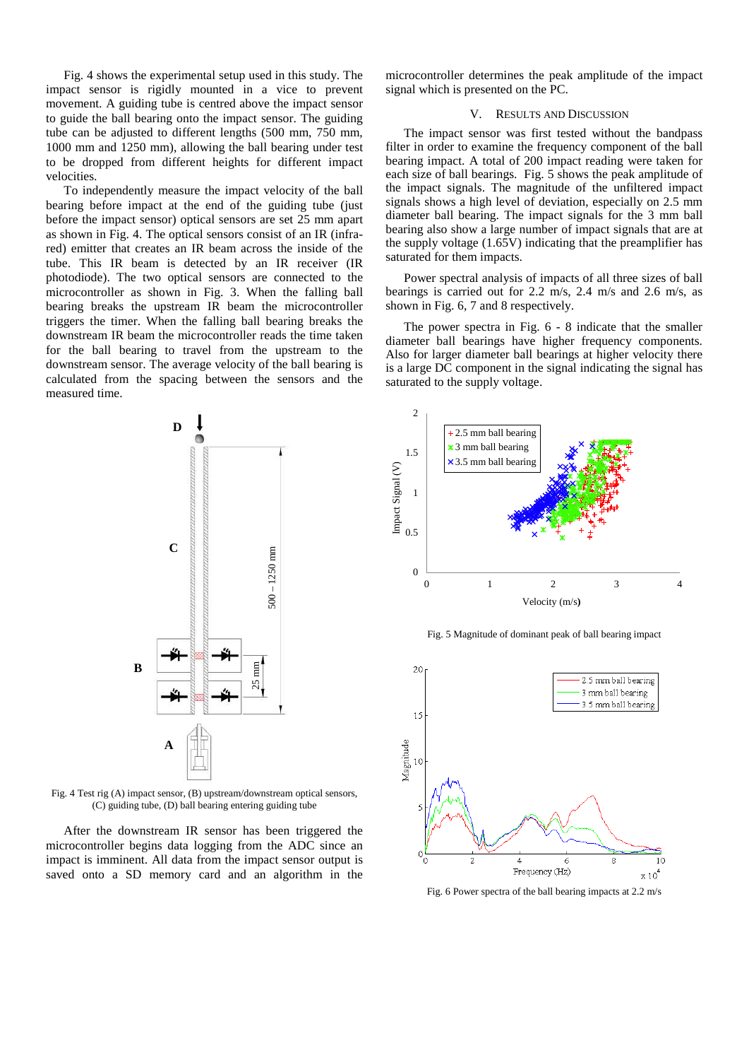Fig. 4 shows the experimental setup used in this study. The impact sensor is rigidly mounted in a vice to prevent movement. A guiding tube is centred above the impact sensor to guide the ball bearing onto the impact sensor. The guiding tube can be adjusted to different lengths (500 mm, 750 mm, 1000 mm and 1250 mm), allowing the ball bearing under test to be dropped from different heights for different impact velocities.

To independently measure the impact velocity of the ball bearing before impact at the end of the guiding tube (just before the impact sensor) optical sensors are set 25 mm apart as shown in Fig. 4. The optical sensors consist of an IR (infra-red) emitter that creates an IR beam across the inside of the tube. This IR beam is detected by an IR receiver (IR photodiode). The two optical sensors are connected to the microcontroller as shown in Fig. 3. When the falling ball bearing breaks the upstream IR beam the microcontroller triggers the timer. When the falling ball bearing breaks the downstream IR beam the microcontroller reads the time taken for the ball bearing to travel from the upstream to the downstream sensor. The average velocity of the ball bearing is calculated from the spacing between the sensors and the measured time.

Fig. 4 Test rig (A) impact sensor, (B) upstream/downstream optical sensors, (C) guiding tube, (D) ball bearing entering guiding tube

After the downstream IR sensor has been triggered the microcontroller begins data logging from the ADC since an impact is imminent. All data from the impact sensor output is saved onto a SD memory card and an algorithm in the microcontroller determines the peak amplitude of the impact signal which is presented on the PC.

## V. Results and Discussion

The impact sensor was first tested without the bandpass filter in order to examine the frequency component of the ball bearing impact. A total of 200 impact reading were taken for each size of ball bearings. Fig. 5 shows the peak amplitude of the impact signals. The magnitude of the unfiltered impact signals shows a high level of deviation, especially on 2.5 mm diameter ball bearing. The impact signals for the 3 mm ball bearing also show a large number of impact signals that are at the supply voltage (1.65V) indicating that the preamplifier has saturated for them impacts.

Power spectral analysis of impacts of all three sizes of ball bearings is carried out for 2.2 m/s, 2.4 m/s and 2.6 m/s, as shown in Fig. 6, 7 and 8 respectively.

The power spectra in Fig. 6 - 8 indicate that the smaller diameter ball bearings have higher frequency components. Also for larger diameter ball bearings at higher velocity there is a large DC component in the signal indicating the signal has saturated to the supply voltage.

Fig. 5 Magnitude of dominant peak of ball bearing impact

Fig. 6 Power spectra of the ball bearing impacts at 2.2 m/s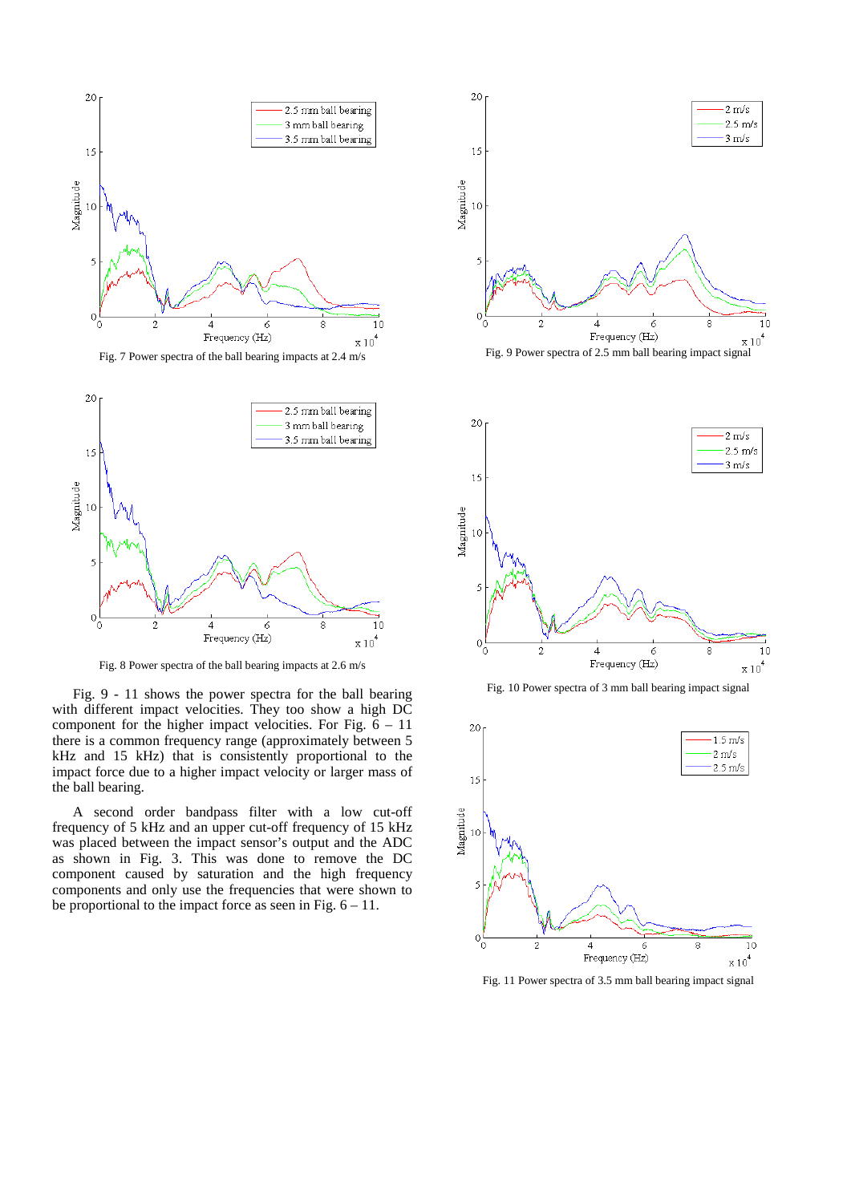Fig. 7 Power spectra of the ball bearing impacts at 2.4 m/s

Fig. 8 Power spectra of the ball bearing impacts at 2.6 m/s

Fig. 9 - 11 shows the power spectra for the ball bearing with different impact velocities. They too show a high DC component for the higher impact velocities. For Fig. 6 – 11 there is a common frequency range (approximately between 5 kHz and 15 kHz) that is consistently proportional to the impact force due to a higher impact velocity or larger mass of the ball bearing.

A second order bandpass filter with a low cut-off frequency of 5 kHz and an upper cut-off frequency of 15 kHz was placed between the impact sensor's output and the ADC as shown in Fig. 3. This was done to remove the DC component caused by saturation and the high frequency components and only use the frequencies that were shown to be proportional to the impact force as seen in Fig. 6 – 11.

Fig. 9 Power spectra of 2.5 mm ball bearing impact signal

Fig. 10 Power spectra of 3 mm ball bearing impact signal

Fig. 11 Power spectra of 3.5 mm ball bearing impact signal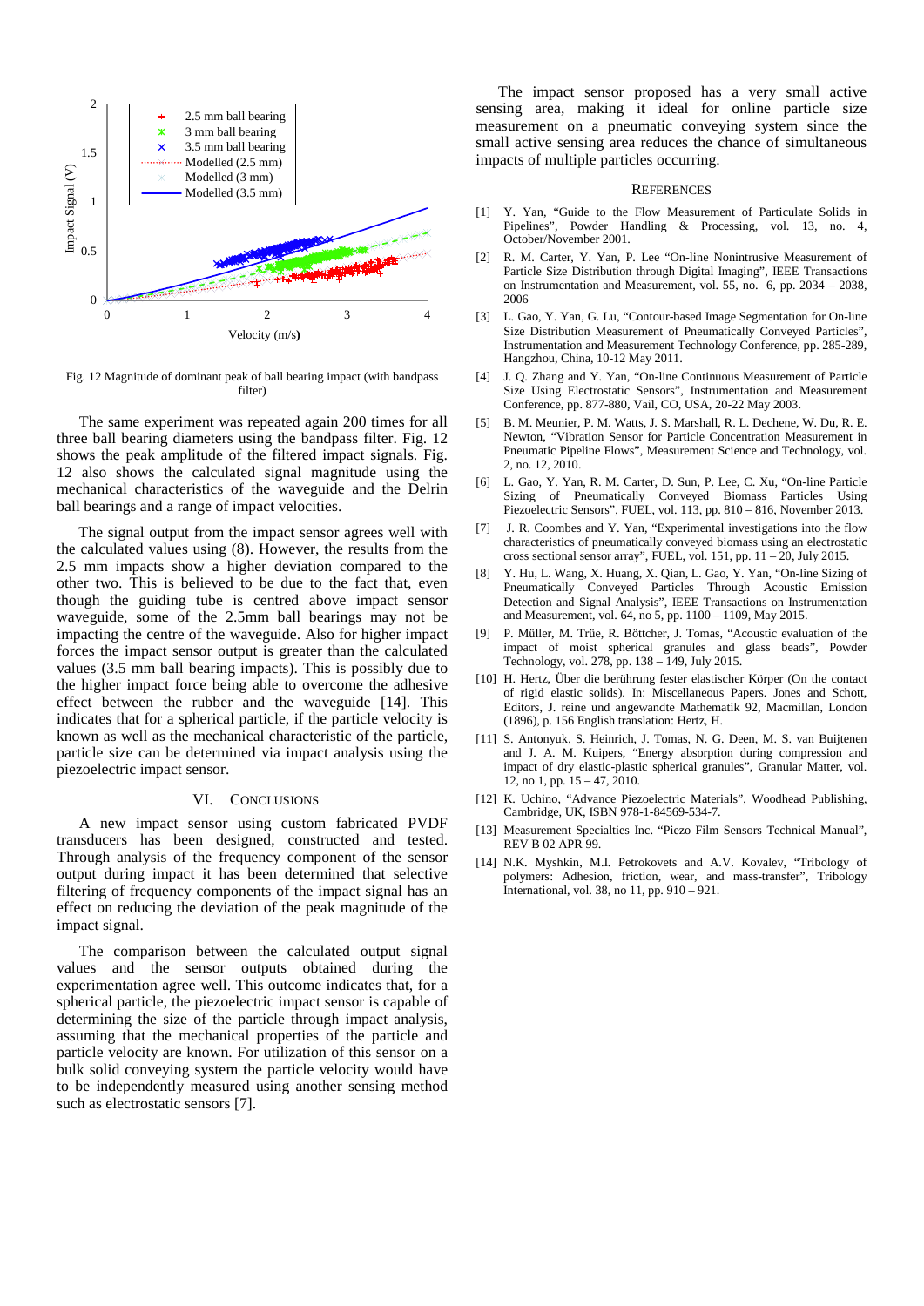2

1.5

1

0.5

0

Impact Signal (V)

0 1 2 3 4

Velocity (m/s)

2.5 mm ball bearing

3 mm ball bearing

3.5 mm ball bearing

Modelled (2.5 mm)

Modelled (3 mm)

Modelled (3.5 mm)

Fig. 12 Magnitude of dominant peak of ball bearing impact (with bandpass filter)

The same experiment was repeated again 200 times for all three ball bearing diameters using the bandpass filter. Fig. 12 shows the peak amplitude of the filtered impact signals. Fig. 12 also shows the calculated signal magnitude using the mechanical characteristics of the waveguide and the Delrin ball bearings and a range of impact velocities.

The signal output from the impact sensor agrees well with the calculated values using (8). However, the results from the 2.5 mm impacts show a higher deviation compared to the other two. This is believed to be due to the fact that, even though the guiding tube is centred above impact sensor waveguide, some of the 2.5mm ball bearings may not be impacting the centre of the waveguide. Also for higher impact forces the impact sensor output is greater than the calculated values (3.5 mm ball bearing impacts). This is possibly due to the higher impact force being able to overcome the adhesive effect between the rubber and the waveguide [14]. This indicates that for a spherical particle, if the particle velocity is known as well as the mechanical characteristic of the particle, particle size can be determined via impact analysis using the piezoelectric impact sensor.

## VI. Conclusions

A new impact sensor using custom fabricated PVDF transducers has been designed, constructed and tested. Through analysis of the frequency component of the sensor output during impact it has been determined that selective filtering of frequency components of the impact signal has an effect on reducing the deviation of the peak magnitude of the impact signal.

The comparison between the calculated output signal values and the sensor outputs obtained during the experimentation agree well. This outcome indicates that, for a spherical particle, the piezoelectric impact sensor is capable of determining the size of the particle through impact analysis, assuming that the mechanical properties of the particle and particle velocity are known. For utilization of this sensor on a bulk solid conveying system the particle velocity would have to be independently measured using another sensing method such as electrostatic sensors [7].

The impact sensor proposed has a very small active sensing area, making it ideal for online particle size measurement on a pneumatic conveying system since the small active sensing area reduces the chance of simultaneous impacts of multiple particles occurring.

## References

[1] Y. Yan, "Guide to the Flow Measurement of Particulate Solids in Pipelines", Powder Handling & Processing, vol. 13, no. 4, October/November 2001.

[2] R. M. Carter, Y. Yan, P. Lee "On-line Nonintrusive Measurement of Particle Size Distribution through Digital Imaging", IEEE Transactions on Instrumentation and Measurement, vol. 55, no. 6, pp. 2034 – 2038, 2006

[3] L. Gao, Y. Yan, G. Lu, "Contour-based Image Segmentation for On-line Size Distribution Measurement of Pneumatically Conveyed Particles", Instrumentation and Measurement Technology Conference, pp. 285-289, Hangzhou, China, 10-12 May 2011.

[4] J. Q. Zhang and Y. Yan, "On-line Continuous Measurement of Particle Size Using Electrostatic Sensors", Instrumentation and Measurement Conference, pp. 877-880, Vail, CO, USA, 20-22 May 2003.

[5] B. M. Meunier, P. M. Watts, J. S. Marshall, R. L. Dechene, W. Du, R. E. Newton, "Vibration Sensor for Particle Concentration Measurement in Pneumatic Pipeline Flows", Measurement Science and Technology, vol. 2, no. 12, 2010.

[6] L. Gao, Y. Yan, R. M. Carter, D. Sun, P. Lee, C. Xu, "On-line Particle Sizing of Pneumatically Conveyed Biomass Particles Using Piezoelectric Sensors", FUEL, vol. 113, pp. 810 – 816, November 2013.

[7] J. R. Coombes and Y. Yan, "Experimental investigations into the flow characteristics of pneumatically conveyed biomass using an electrostatic cross sectional sensor array", FUEL, vol. 151, pp. 11 – 20, July 2015.

[8] Y. Hu, L. Wang, X. Huang, X. Qian, L. Gao, Y. Yan, "On-line Sizing of Pneumatically Conveyed Particles Through Acoustic Emission Detection and Signal Analysis", IEEE Transactions on Instrumentation and Measurement, vol. 64, no 5, pp. 1100 – 1109, May 2015.

[9] P. Müller, M. Trüe, R. Böttcher, J. Tomas, "Acoustic evaluation of the impact of moist spherical granules and glass beads", Powder Technology, vol. 278, pp. 138 – 149, July 2015.

[10] H. Hertz, Über die berührung fester elastischer Körper (On the contact of rigid elastic solids). In: Miscellaneous Papers. Jones and Schott, Editors, J. reine und angewandte Mathematik 92, Macmillan, London (1896), p. 156 English translation: Hertz, H.

[11] S. Antonyuk, S. Heinrich, J. Tomas, N. G. Deen, M. S. van Buijtenen and J. A. M. Kuipers, "Energy absorption during compression and impact of dry elastic-plastic spherical granules", Granular Matter, vol. 12, no 1, pp. 15 – 47, 2010.

[12] K. Uchino, "Advance Piezoelectric Materials", Woodhead Publishing, Cambridge, UK, ISBN 978-1-84569-534-7.

[13] Measurement Specialties Inc. "Piezo Film Sensors Technical Manual", REV B 02 APR 99.

[14] N.K. Myshkin, M.I. Petrokovets and A.V. Kovalev, "Tribology of polymers: Adhesion, friction, wear, and mass-transfer", Tribology International, vol. 38, no 11, pp. 910 – 921.